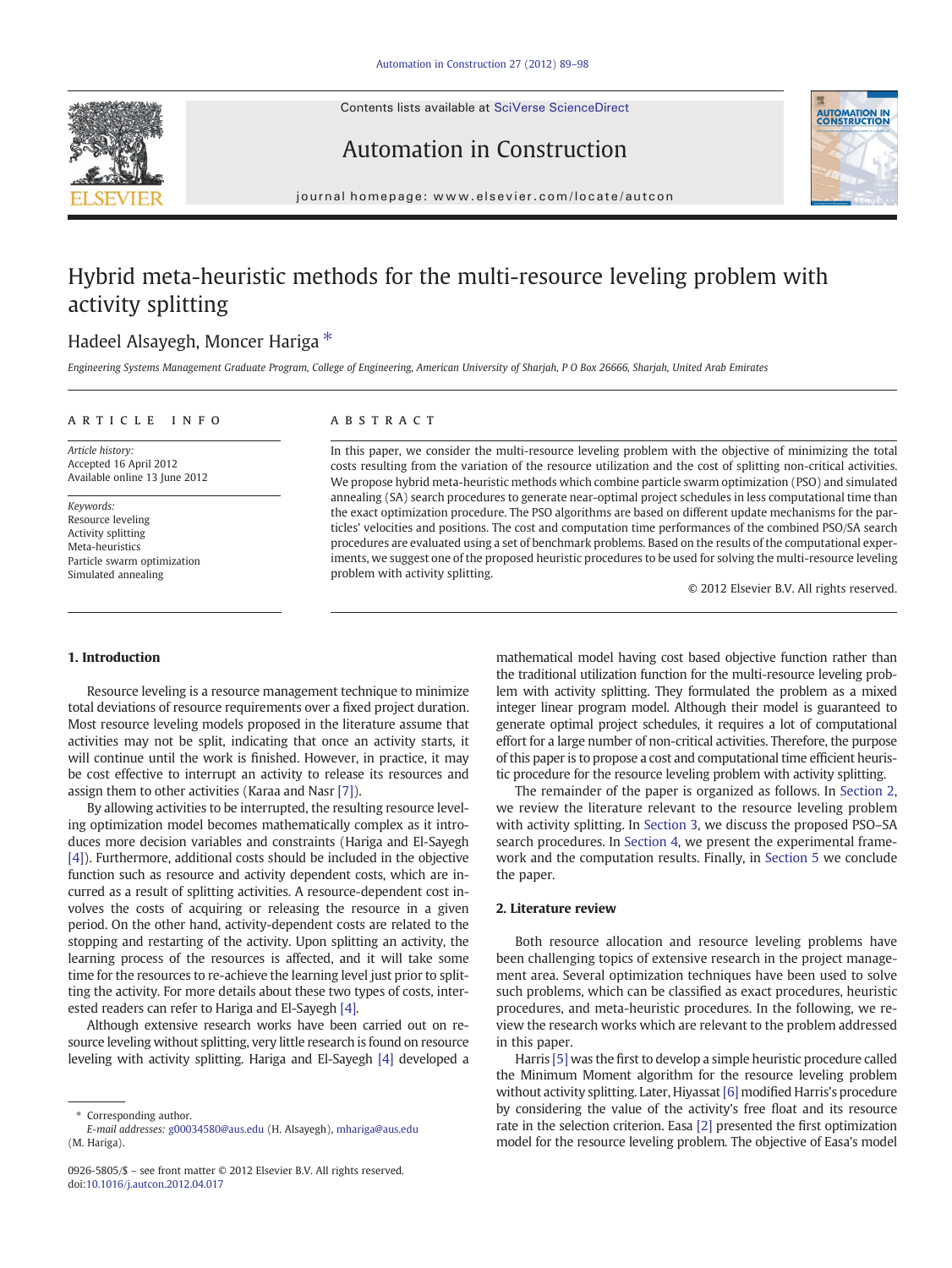# Hybrid meta-heuristic methods for the multi-resource leveling problem with activity splitting

Hadeel Alsayegh, Moncer Hariga *

*Engineering Systems Management Graduate Program, College of Engineering, American University of Sharjah, P O Box 26666, Sharjah, United Arab Emirates*

## ARTICLE INFO

*Article history:*
Accepted 16 April 2012
Available online 13 June 2012

*Keywords:*
Resource leveling
Activity splitting
Meta-heuristics
Particle swarm optimization
Simulated annealing

## ABSTRACT

In this paper, we consider the multi-resource leveling problem with the objective of minimizing the total costs resulting from the variation of the resource utilization and the cost of splitting non-critical activities. We propose hybrid meta-heuristic methods which combine particle swarm optimization (PSO) and simulated annealing (SA) search procedures to generate near-optimal project schedules in less computational time than the exact optimization procedure. The PSO algorithms are based on different update mechanisms for the particles' velocities and positions. The cost and computation time performances of the combined PSO/SA search procedures are evaluated using a set of benchmark problems. Based on the results of the computational experiments, we suggest one of the proposed heuristic procedures to be used for solving the multi-resource leveling problem with activity splitting.

© 2012 Elsevier B.V. All rights reserved.

## 1. Introduction

Resource leveling is a resource management technique to minimize total deviations of resource requirements over a fixed project duration. Most resource leveling models proposed in the literature assume that activities may not be split, indicating that once an activity starts, it will continue until the work is finished. However, in practice, it may be cost effective to interrupt an activity to release its resources and assign them to other activities (Karaa and Nasr [7]).

By allowing activities to be interrupted, the resulting resource leveling optimization model becomes mathematically complex as it introduces more decision variables and constraints (Hariga and El-Sayegh [4]). Furthermore, additional costs should be included in the objective function such as resource and activity dependent costs, which are incurred as a result of splitting activities. A resource-dependent cost involves the costs of acquiring or releasing the resource in a given period. On the other hand, activity-dependent costs are related to the stopping and restarting of the activity. Upon splitting an activity, the learning process of the resources is affected, and it will take some time for the resources to re-achieve the learning level just prior to splitting the activity. For more details about these two types of costs, interested readers can refer to Hariga and El-Sayegh [4].

Although extensive research works have been carried out on resource leveling without splitting, very little research is found on resource leveling with activity splitting. Hariga and El-Sayegh [4] developed a mathematical model having cost based objective function rather than the traditional utilization function for the multi-resource leveling problem with activity splitting. They formulated the problem as a mixed integer linear program model. Although their model is guaranteed to generate optimal project schedules, it requires a lot of computational effort for a large number of non-critical activities. Therefore, the purpose of this paper is to propose a cost and computational time efficient heuristic procedure for the resource leveling problem with activity splitting.

The remainder of the paper is organized as follows. In Section 2, we review the literature relevant to the resource leveling problem with activity splitting. In Section 3, we discuss the proposed PSO–SA search procedures. In Section 4, we present the experimental framework and the computation results. Finally, in Section 5 we conclude the paper.

## 2. Literature review

Both resource allocation and resource leveling problems have been challenging topics of extensive research in the project management area. Several optimization techniques have been used to solve such problems, which can be classified as exact procedures, heuristic procedures, and meta-heuristic procedures. In the following, we review the research works which are relevant to the problem addressed in this paper.

Harris [5] was the first to develop a simple heuristic procedure called the Minimum Moment algorithm for the resource leveling problem without activity splitting. Later, Hiyassat [6] modified Harris's procedure by considering the value of the activity's free float and its resource rate in the selection criterion. Easa [2] presented the first optimization model for the resource leveling problem. The objective of Easa's model

---

* Corresponding author.
*E-mail addresses:* g00034580@aus.edu (H. Alsayegh), mhariga@aus.edu (M. Hariga).

0926-5805/$ – see front matter © 2012 Elsevier B.V. All rights reserved.
doi:10.1016/j.autcon.2012.04.017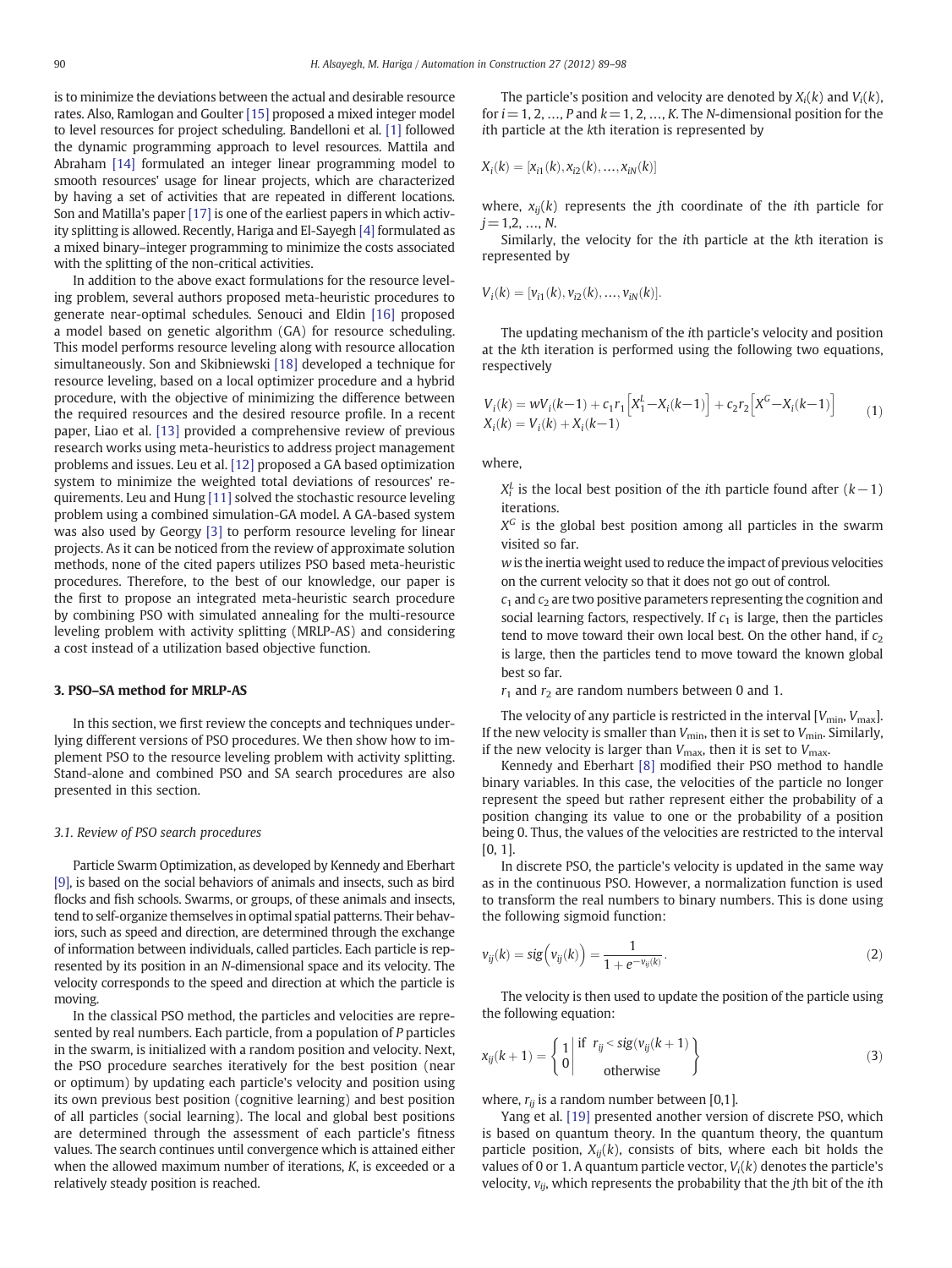is to minimize the deviations between the actual and desirable resource rates. Also, Ramlogan and Goulter [15] proposed a mixed integer model to level resources for project scheduling. Bandelloni et al. [1] followed the dynamic programming approach to level resources. Mattila and Abraham [14] formulated an integer linear programming model to smooth resources' usage for linear projects, which are characterized by having a set of activities that are repeated in different locations. Son and Matilla's paper [17] is one of the earliest papers in which activity splitting is allowed. Recently, Hariga and El-Sayegh [4] formulated as a mixed binary–integer programming to minimize the costs associated with the splitting of the non-critical activities.

In addition to the above exact formulations for the resource leveling problem, several authors proposed meta-heuristic procedures to generate near-optimal schedules. Senouci and Eldin [16] proposed a model based on genetic algorithm (GA) for resource scheduling. This model performs resource leveling along with resource allocation simultaneously. Son and Skibniewski [18] developed a technique for resource leveling, based on a local optimizer procedure and a hybrid procedure, with the objective of minimizing the difference between the required resources and the desired resource profile. In a recent paper, Liao et al. [13] provided a comprehensive review of previous research works using meta-heuristics to address project management problems and issues. Leu et al. [12] proposed a GA based optimization system to minimize the weighted total deviations of resources' requirements. Leu and Hung [11] solved the stochastic resource leveling problem using a combined simulation-GA model. A GA-based system was also used by Georgy [3] to perform resource leveling for linear projects. As it can be noticed from the review of approximate solution methods, none of the cited papers utilizes PSO based meta-heuristic procedures. Therefore, to the best of our knowledge, our paper is the first to propose an integrated meta-heuristic search procedure by combining PSO with simulated annealing for the multi-resource leveling problem with activity splitting (MRLP-AS) and considering a cost instead of a utilization based objective function.

## 3. PSO–SA method for MRLP-AS

In this section, we first review the concepts and techniques underlying different versions of PSO procedures. We then show how to implement PSO to the resource leveling problem with activity splitting. Stand-alone and combined PSO and SA search procedures are also presented in this section.

### 3.1. Review of PSO search procedures

Particle Swarm Optimization, as developed by Kennedy and Eberhart [9], is based on the social behaviors of animals and insects, such as bird flocks and fish schools. Swarms, or groups, of these animals and insects, tend to self-organize themselves in optimal spatial patterns. Their behaviors, such as speed and direction, are determined through the exchange of information between individuals, called particles. Each particle is represented by its position in an N-dimensional space and its velocity. The velocity corresponds to the speed and direction at which the particle is moving.

In the classical PSO method, the particles and velocities are represented by real numbers. Each particle, from a population of $P$ particles in the swarm, is initialized with a random position and velocity. Next, the PSO procedure searches iteratively for the best position (near or optimum) by updating each particle's velocity and position using its own previous best position (cognitive learning) and best position of all particles (social learning). The local and global best positions are determined through the assessment of each particle's fitness values. The search continues until convergence which is attained either when the allowed maximum number of iterations, $K$, is exceeded or a relatively steady position is reached.

The particle's position and velocity are denoted by $X_i(k)$ and $V_i(k)$, for $i = 1, 2, \ldots, P$ and $k = 1, 2, \ldots, K$. The $N$-dimensional position for the $i$th particle at the $k$th iteration is represented by

$$X_i(k) = [x_{i1}(k), x_{i2}(k), \ldots, x_{iN}(k)]$$

where, $x_{ij}(k)$ represents the $j$th coordinate of the $i$th particle for $j = 1,2, \ldots, N$.

Similarly, the velocity for the $i$th particle at the $k$th iteration is represented by

$$V_i(k) = [v_{i1}(k), v_{i2}(k), \ldots, v_{iN}(k)].$$

The updating mechanism of the $i$th particle's velocity and position at the $k$th iteration is performed using the following two equations, respectively

$$\begin{aligned} V_i(k) &= wV_i(k-1) + c_1 r_1 \left[X_1^L - X_i(k-1)\right] + c_2 r_2 \left[X^G - X_i(k-1)\right] \\ X_i(k) &= V_i(k) + X_i(k-1) \end{aligned} \tag{1}$$

where,

$X_i^L$ is the local best position of the $i$th particle found after $(k-1)$ iterations.

$X^G$ is the global best position among all particles in the swarm visited so far.

$w$ is the inertia weight used to reduce the impact of previous velocities on the current velocity so that it does not go out of control.

$c_1$ and $c_2$ are two positive parameters representing the cognition and social learning factors, respectively. If $c_1$ is large, then the particles tend to move toward their own local best. On the other hand, if $c_2$ is large, then the particles tend to move toward the known global best so far.

$r_1$ and $r_2$ are random numbers between 0 and 1.

The velocity of any particle is restricted in the interval $[V_{\min}, V_{\max}]$. If the new velocity is smaller than $V_{\min}$, then it is set to $V_{\min}$. Similarly, if the new velocity is larger than $V_{\max}$, then it is set to $V_{\max}$.

Kennedy and Eberhart [8] modified their PSO method to handle binary variables. In this case, the velocities of the particle no longer represent the speed but rather represent either the probability of a position changing its value to one or the probability of a position being 0. Thus, the values of the velocities are restricted to the interval [0, 1].

In discrete PSO, the particle's velocity is updated in the same way as in the continuous PSO. However, a normalization function is used to transform the real numbers to binary numbers. This is done using the following sigmoid function:

$$v_{ij}(k) = sig\left(v_{ij}(k)\right) = \frac{1}{1 + e^{-v_{ij}(k)}}. \tag{2}$$

The velocity is then used to update the position of the particle using the following equation:

$$x_{ij}(k+1) = \left\{ \begin{array}{c|c} 1 & \text{if } r_{ij} < sig(v_{ij}(k+1)) \\ 0 & \text{otherwise} \end{array} \right\} \tag{3}$$

where, $r_{ij}$ is a random number between [0,1].

Yang et al. [19] presented another version of discrete PSO, which is based on quantum theory. In the quantum theory, the quantum particle position, $X_{ij}(k)$, consists of bits, where each bit holds the values of 0 or 1. A quantum particle vector, $V_i(k)$ denotes the particle's velocity, $v_{ij}$, which represents the probability that the $j$th bit of the $i$th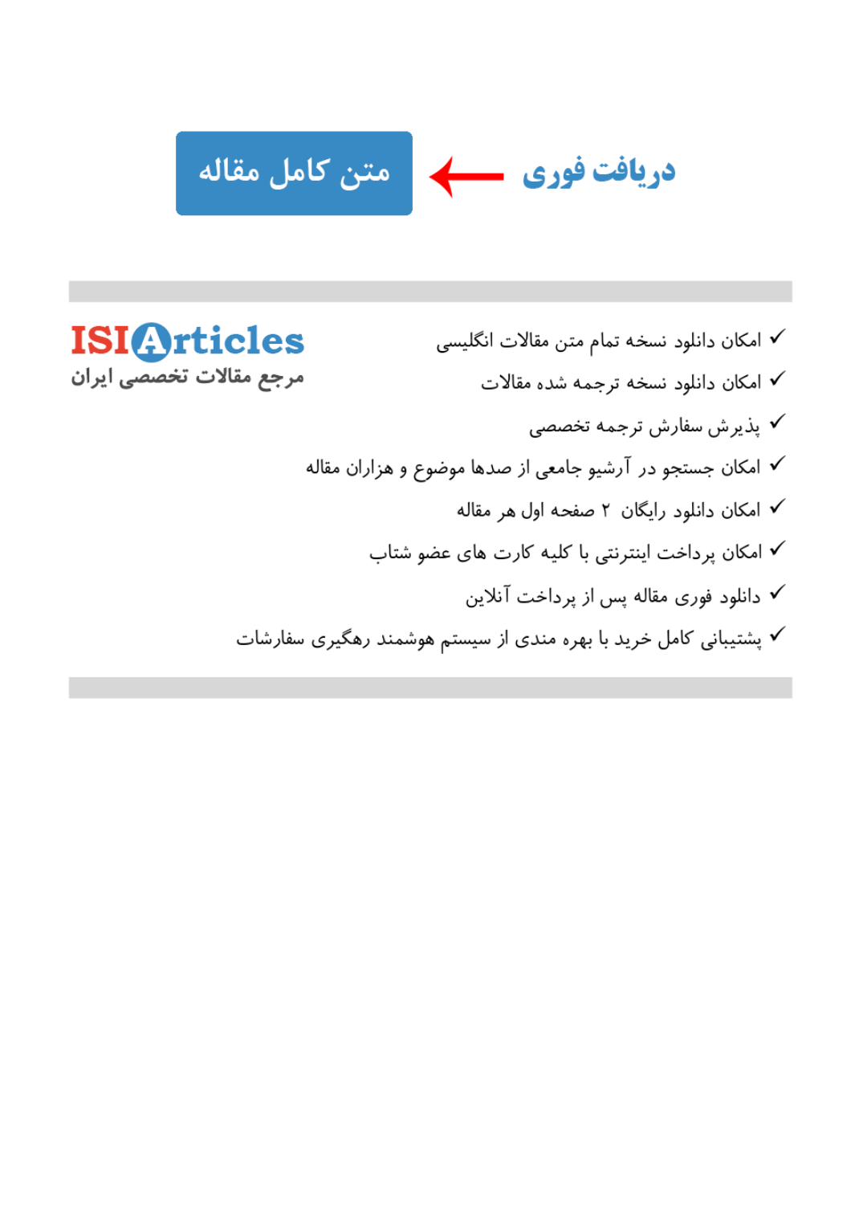دریافت فوری ← متن کامل مقاله

**ISIArticles**
مرجع مقالات تخصصی ایران

- ✓ امکان دانلود نسخه تمام متن مقالات انگلیسی
- ✓ امکان دانلود نسخه ترجمه شده مقالات
- ✓ پذیرش سفارش ترجمه تخصصی
- ✓ امکان جستجو در آرشیو جامعی از صدها موضوع و هزاران مقاله
- ✓ امکان دانلود رایگان ۲ صفحه اول هر مقاله
- ✓ امکان پرداخت اینترنتی با کلیه کارت های عضو شتاب
- ✓ دانلود فوری مقاله پس از پرداخت آنلاین
- ✓ پشتیبانی کامل خرید با بهره مندی از سیستم هوشمند رهگیری سفارشات